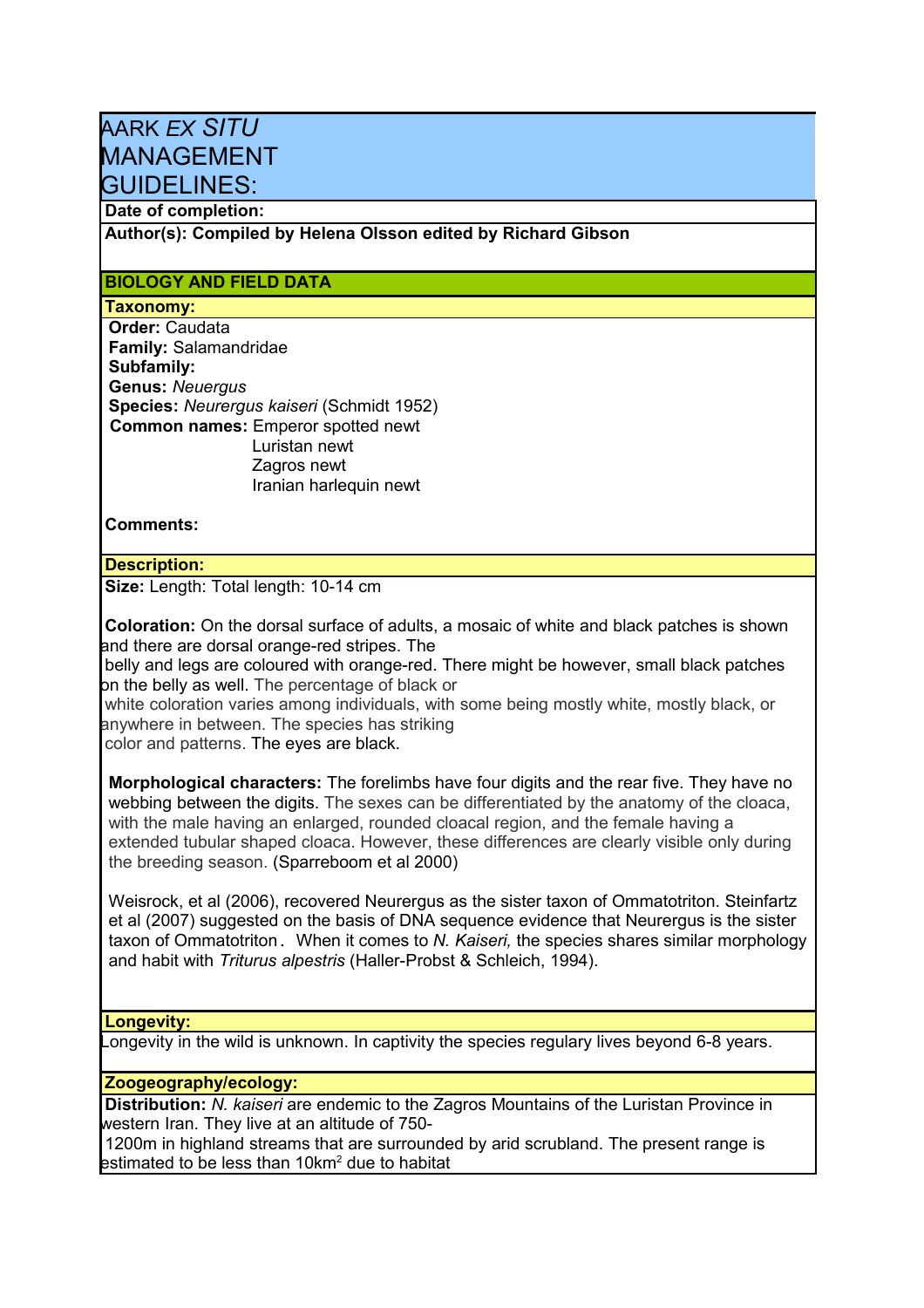# AARK *EX SITU* MANAGEMENT GUIDELINES:

**Date of completion:**

**Author(s): Compiled by Helena Olsson edited by Richard Gibson**

## BIOLOGY AND FIELD DATA

### Taxonomy:

**Order:** Caudata
**Family:** Salamandridae
**Subfamily:**
**Genus:** *Neuergus*
**Species:** *Neurergus kaiseri* (Schmidt 1952)
**Common names:** Emperor spotted newt
Luristan newt
Zagros newt
Iranian harlequin newt

**Comments:**

### Description:

**Size:** Length: Total length: 10-14 cm

**Coloration:** On the dorsal surface of adults, a mosaic of white and black patches is shown and there are dorsal orange-red stripes. The belly and legs are coloured with orange-red. There might be however, small black patches on the belly as well. The percentage of black or white coloration varies among individuals, with some being mostly white, mostly black, or anywhere in between. The species has striking color and patterns. The eyes are black.

**Morphological characters:** The forelimbs have four digits and the rear five. They have no webbing between the digits. The sexes can be differentiated by the anatomy of the cloaca, with the male having an enlarged, rounded cloacal region, and the female having a extended tubular shaped cloaca. However, these differences are clearly visible only during the breeding season. (Sparreboom et al 2000)

Weisrock, et al (2006), recovered Neurergus as the sister taxon of Ommatotriton. Steinfartz et al (2007) suggested on the basis of DNA sequence evidence that Neurergus is the sister taxon of Ommatotriton. When it comes to *N. Kaiseri,* the species shares similar morphology and habit with *Triturus alpestris* (Haller-Probst & Schleich, 1994).

### Longevity:

Longevity in the wild is unknown. In captivity the species regulary lives beyond 6-8 years.

### Zoogeography/ecology:

**Distribution:** *N. kaiseri* are endemic to the Zagros Mountains of the Luristan Province in western Iran. They live at an altitude of 750-1200m in highland streams that are surrounded by arid scrubland. The present range is estimated to be less than 10km$^2$ due to habitat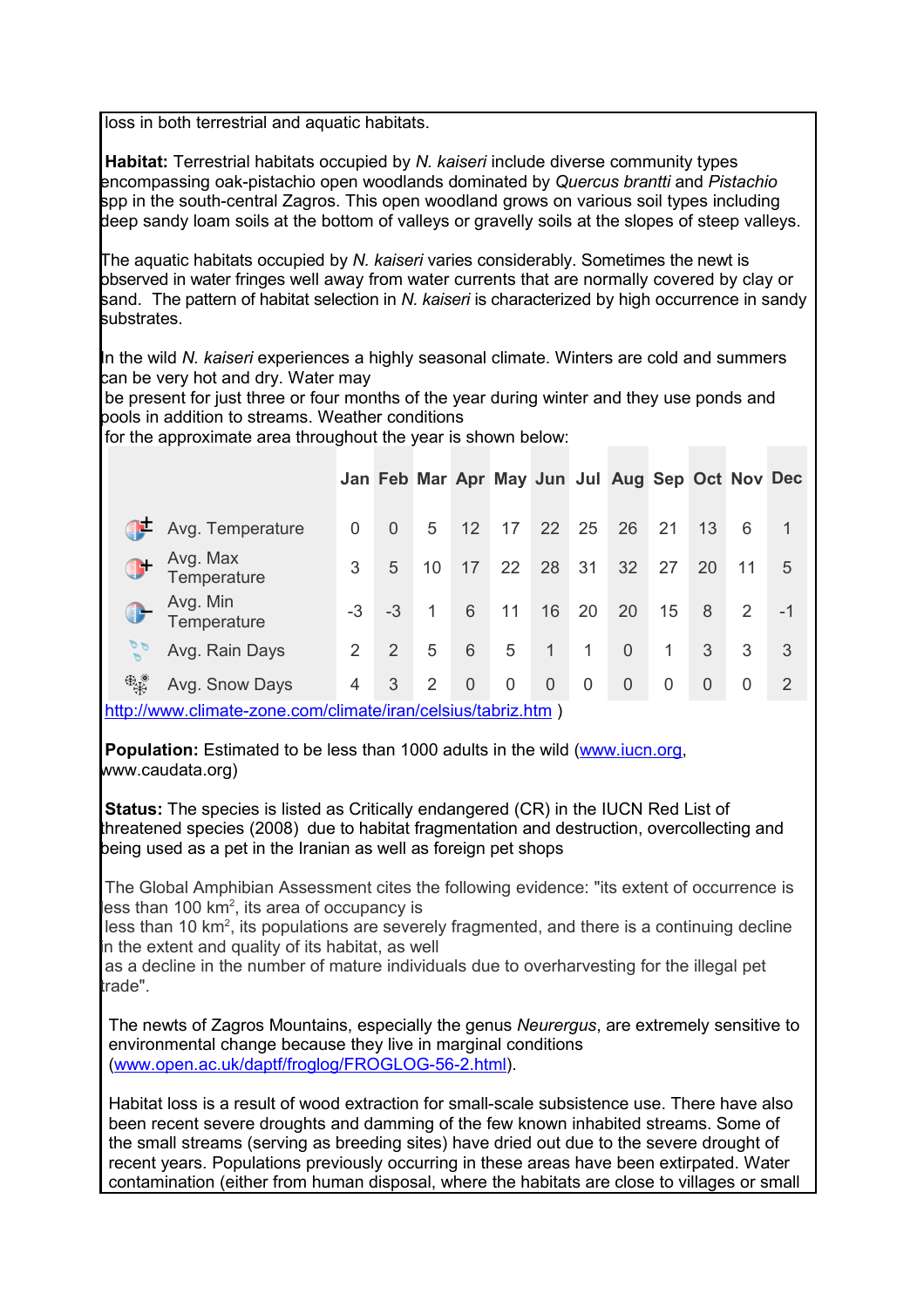loss in both terrestrial and aquatic habitats.

**Habitat:** Terrestrial habitats occupied by *N. kaiseri* include diverse community types encompassing oak-pistachio open woodlands dominated by *Quercus brantti* and *Pistachio* spp in the south-central Zagros. This open woodland grows on various soil types including deep sandy loam soils at the bottom of valleys or gravelly soils at the slopes of steep valleys.

The aquatic habitats occupied by *N. kaiseri* varies considerably. Sometimes the newt is observed in water fringes well away from water currents that are normally covered by clay or sand. The pattern of habitat selection in *N. kaiseri* is characterized by high occurrence in sandy substrates.

In the wild *N. kaiseri* experiences a highly seasonal climate. Winters are cold and summers can be very hot and dry. Water may be present for just three or four months of the year during winter and they use ponds and pools in addition to streams. Weather conditions for the approximate area throughout the year is shown below:

| | Jan | Feb | Mar | Apr | May | Jun | Jul | Aug | Sep | Oct | Nov | Dec |
|---|---|---|---|---|---|---|---|---|---|---|---|---|
| Avg. Temperature | 0 | 0 | 5 | 12 | 17 | 22 | 25 | 26 | 21 | 13 | 6 | 1 |
| Avg. Max Temperature | 3 | 5 | 10 | 17 | 22 | 28 | 31 | 32 | 27 | 20 | 11 | 5 |
| Avg. Min Temperature | -3 | -3 | 1 | 6 | 11 | 16 | 20 | 20 | 15 | 8 | 2 | -1 |
| Avg. Rain Days | 2 | 2 | 5 | 6 | 5 | 1 | 1 | 0 | 1 | 3 | 3 | 3 |
| Avg. Snow Days | 4 | 3 | 2 | 0 | 0 | 0 | 0 | 0 | 0 | 0 | 0 | 2 |

http://www.climate-zone.com/climate/iran/celsius/tabriz.htm )

**Population:** Estimated to be less than 1000 adults in the wild (www.iucn.org, www.caudata.org)

**Status:** The species is listed as Critically endangered (CR) in the IUCN Red List of threatened species (2008) due to habitat fragmentation and destruction, overcollecting and being used as a pet in the Iranian as well as foreign pet shops

The Global Amphibian Assessment cites the following evidence: "its extent of occurrence is less than 100 km$^2$, its area of occupancy is less than 10 km$^2$, its populations are severely fragmented, and there is a continuing decline in the extent and quality of its habitat, as well as a decline in the number of mature individuals due to overharvesting for the illegal pet trade".

The newts of Zagros Mountains, especially the genus *Neurergus*, are extremely sensitive to environmental change because they live in marginal conditions (www.open.ac.uk/daptf/froglog/FROGLOG-56-2.html).

Habitat loss is a result of wood extraction for small-scale subsistence use. There have also been recent severe droughts and damming of the few known inhabited streams. Some of the small streams (serving as breeding sites) have dried out due to the severe drought of recent years. Populations previously occurring in these areas have been extirpated. Water contamination (either from human disposal, where the habitats are close to villages or small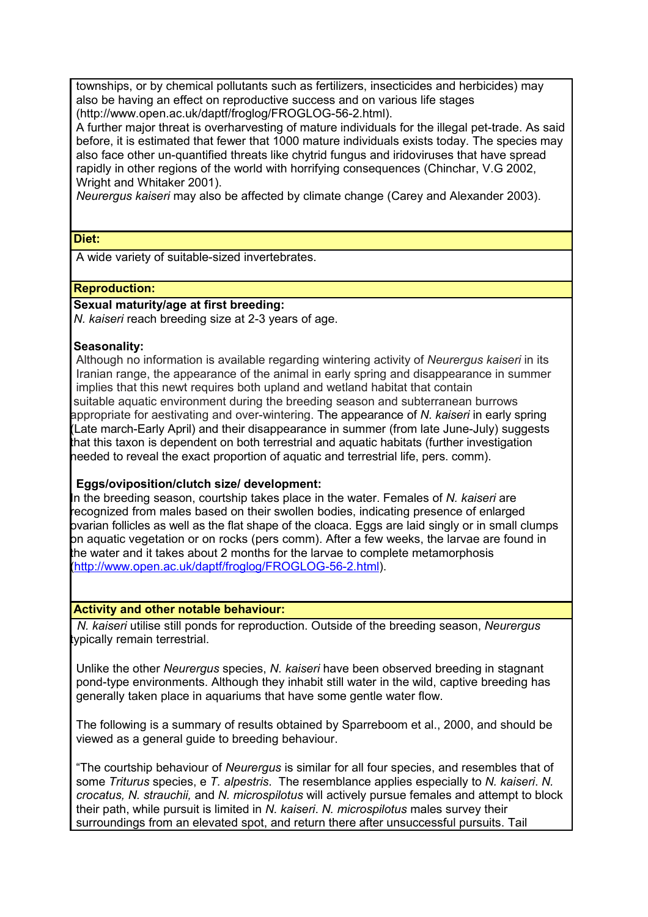townships, or by chemical pollutants such as fertilizers, insecticides and herbicides) may also be having an effect on reproductive success and on various life stages (http://www.open.ac.uk/daptf/froglog/FROGLOG-56-2.html).

A further major threat is overharvesting of mature individuals for the illegal pet-trade. As said before, it is estimated that fewer that 1000 mature individuals exists today. The species may also face other un-quantified threats like chytrid fungus and iridoviruses that have spread rapidly in other regions of the world with horrifying consequences (Chinchar, V.G 2002, Wright and Whitaker 2001).

*Neurergus kaiseri* may also be affected by climate change (Carey and Alexander 2003).

**Diet:**

A wide variety of suitable-sized invertebrates.

**Reproduction:**

**Sexual maturity/age at first breeding:**

*N. kaiseri* reach breeding size at 2-3 years of age.

**Seasonality:**

Although no information is available regarding wintering activity of *Neurergus kaiseri* in its Iranian range, the appearance of the animal in early spring and disappearance in summer implies that this newt requires both upland and wetland habitat that contain suitable aquatic environment during the breeding season and subterranean burrows appropriate for aestivating and over-wintering. The appearance of *N. kaiseri* in early spring (Late march-Early April) and their disappearance in summer (from late June-July) suggests that this taxon is dependent on both terrestrial and aquatic habitats (further investigation needed to reveal the exact proportion of aquatic and terrestrial life, pers. comm).

**Eggs/oviposition/clutch size/ development:**

In the breeding season, courtship takes place in the water. Females of *N. kaiseri* are recognized from males based on their swollen bodies, indicating presence of enlarged ovarian follicles as well as the flat shape of the cloaca. Eggs are laid singly or in small clumps on aquatic vegetation or on rocks (pers comm). After a few weeks, the larvae are found in the water and it takes about 2 months for the larvae to complete metamorphosis (http://www.open.ac.uk/daptf/froglog/FROGLOG-56-2.html).

**Activity and other notable behaviour:**

*N. kaiseri* utilise still ponds for reproduction. Outside of the breeding season, *Neurergus* typically remain terrestrial.

Unlike the other *Neurergus* species, *N. kaiseri* have been observed breeding in stagnant pond-type environments. Although they inhabit still water in the wild, captive breeding has generally taken place in aquariums that have some gentle water flow.

The following is a summary of results obtained by Sparreboom et al., 2000, and should be viewed as a general guide to breeding behaviour.

"The courtship behaviour of *Neurergus* is similar for all four species, and resembles that of some *Triturus* species, e *T. alpestris*. The resemblance applies especially to *N. kaiseri*. *N. crocatus, N. strauchii,* and *N. microspilotus* will actively pursue females and attempt to block their path, while pursuit is limited in *N. kaiseri*. *N. microspilotus* males survey their surroundings from an elevated spot, and return there after unsuccessful pursuits. Tail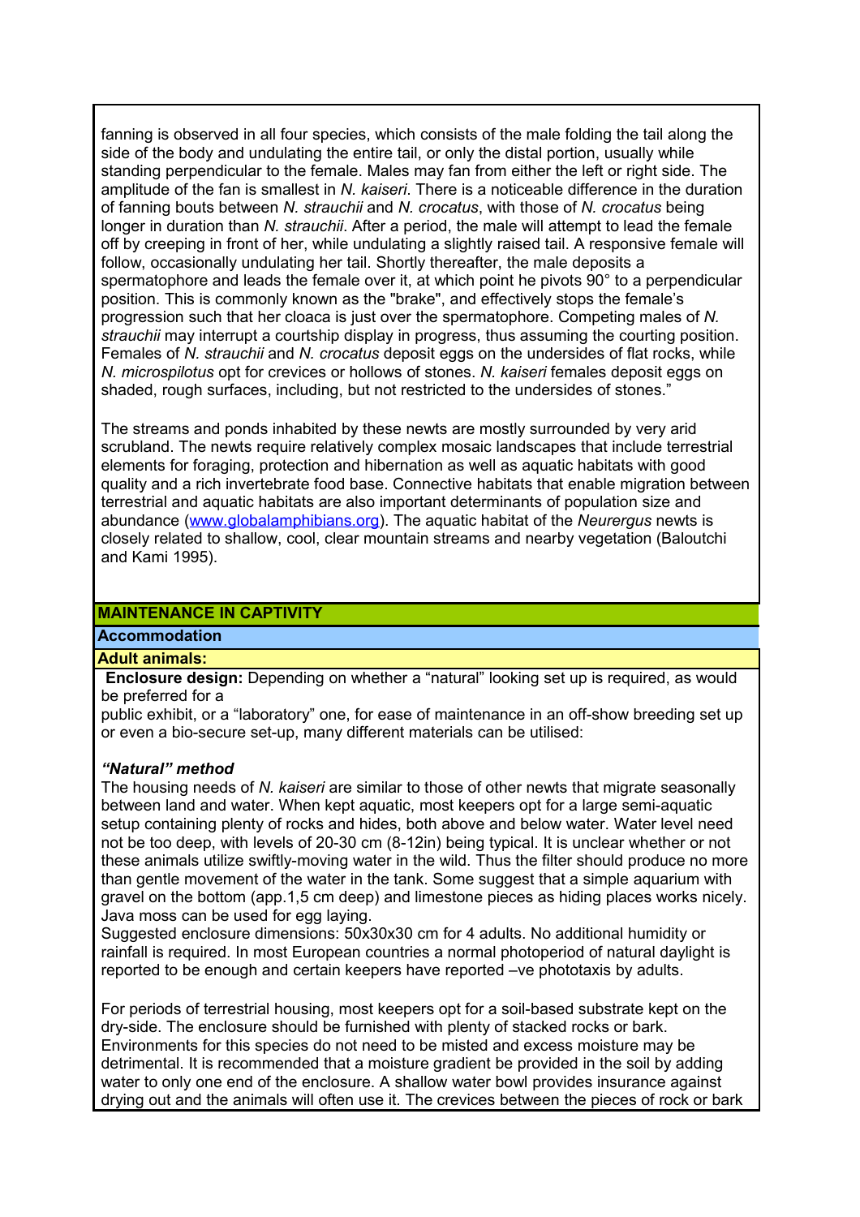fanning is observed in all four species, which consists of the male folding the tail along the side of the body and undulating the entire tail, or only the distal portion, usually while standing perpendicular to the female. Males may fan from either the left or right side. The amplitude of the fan is smallest in *N. kaiseri*. There is a noticeable difference in the duration of fanning bouts between *N. strauchii* and *N. crocatus*, with those of *N. crocatus* being longer in duration than *N. strauchii*. After a period, the male will attempt to lead the female off by creeping in front of her, while undulating a slightly raised tail. A responsive female will follow, occasionally undulating her tail. Shortly thereafter, the male deposits a spermatophore and leads the female over it, at which point he pivots 90° to a perpendicular position. This is commonly known as the "brake", and effectively stops the female's progression such that her cloaca is just over the spermatophore. Competing males of *N. strauchii* may interrupt a courtship display in progress, thus assuming the courting position. Females of *N. strauchii* and *N. crocatus* deposit eggs on the undersides of flat rocks, while *N. microspilotus* opt for crevices or hollows of stones. *N. kaiseri* females deposit eggs on shaded, rough surfaces, including, but not restricted to the undersides of stones."

The streams and ponds inhabited by these newts are mostly surrounded by very arid scrubland. The newts require relatively complex mosaic landscapes that include terrestrial elements for foraging, protection and hibernation as well as aquatic habitats with good quality and a rich invertebrate food base. Connective habitats that enable migration between terrestrial and aquatic habitats are also important determinants of population size and abundance (www.globalamphibians.org). The aquatic habitat of the *Neurergus* newts is closely related to shallow, cool, clear mountain streams and nearby vegetation (Baloutchi and Kami 1995).

## MAINTENANCE IN CAPTIVITY

### Accommodation

#### Adult animals:

**Enclosure design:** Depending on whether a "natural" looking set up is required, as would be preferred for a public exhibit, or a "laboratory" one, for ease of maintenance in an off-show breeding set up or even a bio-secure set-up, many different materials can be utilised:

***"Natural" method***

The housing needs of *N. kaiseri* are similar to those of other newts that migrate seasonally between land and water. When kept aquatic, most keepers opt for a large semi-aquatic setup containing plenty of rocks and hides, both above and below water. Water level need not be too deep, with levels of 20-30 cm (8-12in) being typical. It is unclear whether or not these animals utilize swiftly-moving water in the wild. Thus the filter should produce no more than gentle movement of the water in the tank. Some suggest that a simple aquarium with gravel on the bottom (app.1,5 cm deep) and limestone pieces as hiding places works nicely. Java moss can be used for egg laying.

Suggested enclosure dimensions: 50x30x30 cm for 4 adults. No additional humidity or rainfall is required. In most European countries a normal photoperiod of natural daylight is reported to be enough and certain keepers have reported –ve phototaxis by adults.

For periods of terrestrial housing, most keepers opt for a soil-based substrate kept on the dry-side. The enclosure should be furnished with plenty of stacked rocks or bark. Environments for this species do not need to be misted and excess moisture may be detrimental. It is recommended that a moisture gradient be provided in the soil by adding water to only one end of the enclosure. A shallow water bowl provides insurance against drying out and the animals will often use it. The crevices between the pieces of rock or bark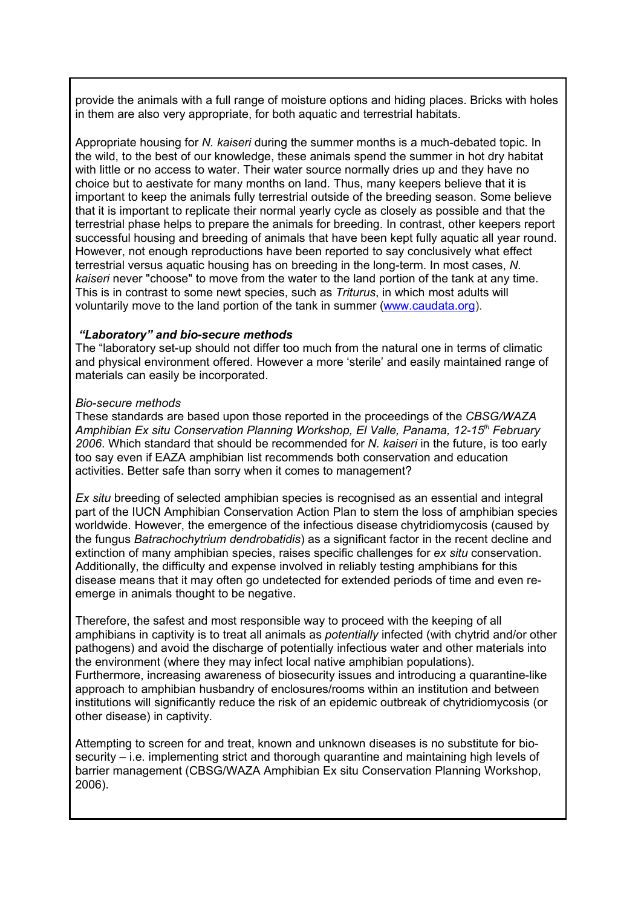provide the animals with a full range of moisture options and hiding places. Bricks with holes in them are also very appropriate, for both aquatic and terrestrial habitats.

Appropriate housing for *N. kaiseri* during the summer months is a much-debated topic. In the wild, to the best of our knowledge, these animals spend the summer in hot dry habitat with little or no access to water. Their water source normally dries up and they have no choice but to aestivate for many months on land. Thus, many keepers believe that it is important to keep the animals fully terrestrial outside of the breeding season. Some believe that it is important to replicate their normal yearly cycle as closely as possible and that the terrestrial phase helps to prepare the animals for breeding. In contrast, other keepers report successful housing and breeding of animals that have been kept fully aquatic all year round. However, not enough reproductions have been reported to say conclusively what effect terrestrial versus aquatic housing has on breeding in the long-term. In most cases, *N. kaiseri* never "choose" to move from the water to the land portion of the tank at any time. This is in contrast to some newt species, such as *Triturus*, in which most adults will voluntarily move to the land portion of the tank in summer (www.caudata.org).

***"Laboratory" and bio-secure methods***

The "laboratory set-up should not differ too much from the natural one in terms of climatic and physical environment offered. However a more 'sterile' and easily maintained range of materials can easily be incorporated.

*Bio-secure methods*

These standards are based upon those reported in the proceedings of the *CBSG/WAZA Amphibian Ex situ Conservation Planning Workshop, El Valle, Panama, 12-15th February 2006*. Which standard that should be recommended for *N. kaiseri* in the future, is too early too say even if EAZA amphibian list recommends both conservation and education activities. Better safe than sorry when it comes to management?

*Ex situ* breeding of selected amphibian species is recognised as an essential and integral part of the IUCN Amphibian Conservation Action Plan to stem the loss of amphibian species worldwide. However, the emergence of the infectious disease chytridiomycosis (caused by the fungus *Batrachochytrium dendrobatidis*) as a significant factor in the recent decline and extinction of many amphibian species, raises specific challenges for *ex situ* conservation. Additionally, the difficulty and expense involved in reliably testing amphibians for this disease means that it may often go undetected for extended periods of time and even re-emerge in animals thought to be negative.

Therefore, the safest and most responsible way to proceed with the keeping of all amphibians in captivity is to treat all animals as *potentially* infected (with chytrid and/or other pathogens) and avoid the discharge of potentially infectious water and other materials into the environment (where they may infect local native amphibian populations).
Furthermore, increasing awareness of biosecurity issues and introducing a quarantine-like approach to amphibian husbandry of enclosures/rooms within an institution and between institutions will significantly reduce the risk of an epidemic outbreak of chytridiomycosis (or other disease) in captivity.

Attempting to screen for and treat, known and unknown diseases is no substitute for bio-security – i.e. implementing strict and thorough quarantine and maintaining high levels of barrier management (CBSG/WAZA Amphibian Ex situ Conservation Planning Workshop, 2006).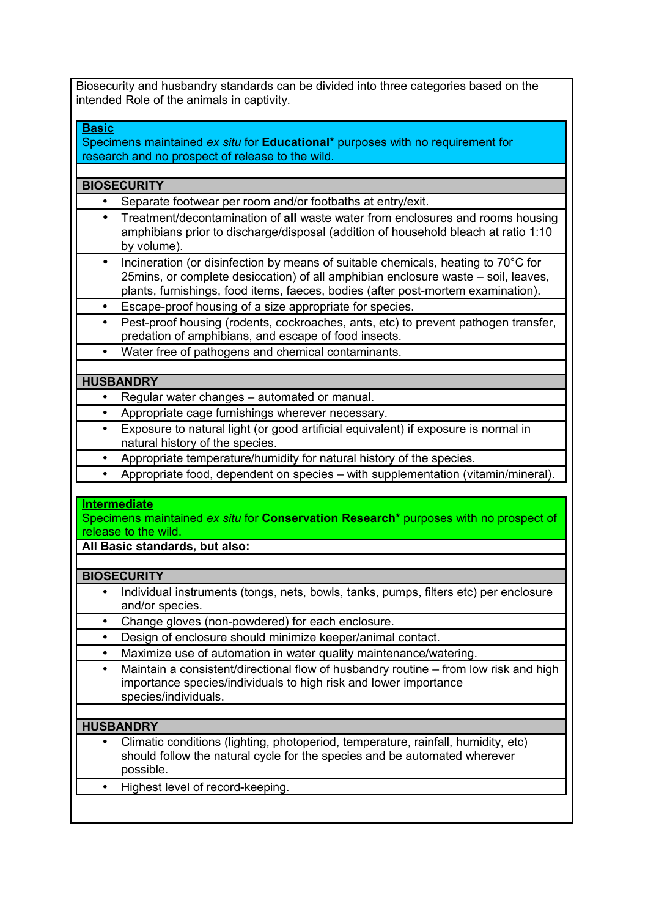Biosecurity and husbandry standards can be divided into three categories based on the intended Role of the animals in captivity.

## Basic

Specimens maintained *ex situ* for **Educational*** purposes with no requirement for research and no prospect of release to the wild.

### BIOSECURITY

- Separate footwear per room and/or footbaths at entry/exit.
- Treatment/decontamination of **all** waste water from enclosures and rooms housing amphibians prior to discharge/disposal (addition of household bleach at ratio 1:10 by volume).
- Incineration (or disinfection by means of suitable chemicals, heating to 70°C for 25mins, or complete desiccation) of all amphibian enclosure waste – soil, leaves, plants, furnishings, food items, faeces, bodies (after post-mortem examination).
- Escape-proof housing of a size appropriate for species.
- Pest-proof housing (rodents, cockroaches, ants, etc) to prevent pathogen transfer, predation of amphibians, and escape of food insects.
- Water free of pathogens and chemical contaminants.

### HUSBANDRY

- Regular water changes – automated or manual.
- Appropriate cage furnishings wherever necessary.
- Exposure to natural light (or good artificial equivalent) if exposure is normal in natural history of the species.
- Appropriate temperature/humidity for natural history of the species.
- Appropriate food, dependent on species – with supplementation (vitamin/mineral).

## Intermediate

Specimens maintained *ex situ* for **Conservation Research*** purposes with no prospect of release to the wild.

**All Basic standards, but also:**

### BIOSECURITY

- Individual instruments (tongs, nets, bowls, tanks, pumps, filters etc) per enclosure and/or species.
- Change gloves (non-powdered) for each enclosure.
- Design of enclosure should minimize keeper/animal contact.
- Maximize use of automation in water quality maintenance/watering.
- Maintain a consistent/directional flow of husbandry routine – from low risk and high importance species/individuals to high risk and lower importance species/individuals.

### HUSBANDRY

- Climatic conditions (lighting, photoperiod, temperature, rainfall, humidity, etc) should follow the natural cycle for the species and be automated wherever possible.
- Highest level of record-keeping.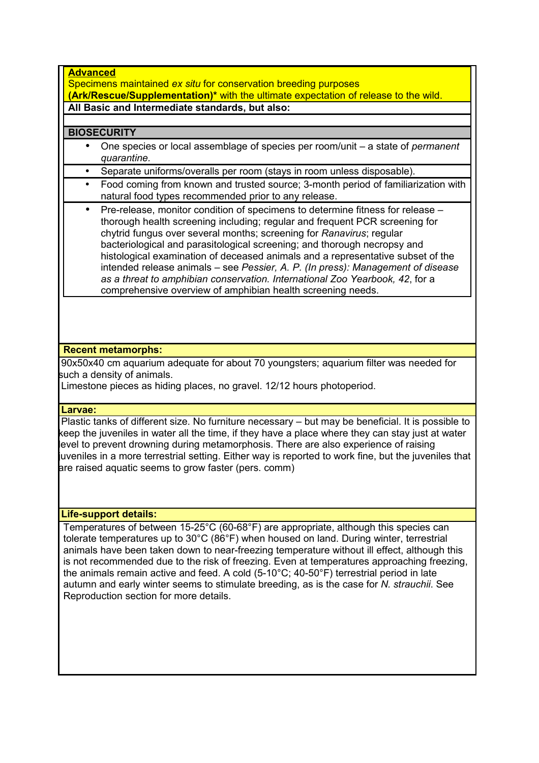**Advanced**
Specimens maintained *ex situ* for conservation breeding purposes
**(Ark/Rescue/Supplementation)*** with the ultimate expectation of release to the wild.

**All Basic and Intermediate standards, but also:**

**BIOSECURITY**

- One species or local assemblage of species per room/unit – a state of *permanent quarantine.*
- Separate uniforms/overalls per room (stays in room unless disposable).
- Food coming from known and trusted source; 3-month period of familiarization with natural food types recommended prior to any release.
- Pre-release, monitor condition of specimens to determine fitness for release – thorough health screening including; regular and frequent PCR screening for chytrid fungus over several months; screening for *Ranavirus*; regular bacteriological and parasitological screening; and thorough necropsy and histological examination of deceased animals and a representative subset of the intended release animals – see *Pessier, A. P. (In press): Management of disease as a threat to amphibian conservation. International Zoo Yearbook, 42*, for a comprehensive overview of amphibian health screening needs.

**Recent metamorphs:**

90x50x40 cm aquarium adequate for about 70 youngsters; aquarium filter was needed for such a density of animals.
Limestone pieces as hiding places, no gravel. 12/12 hours photoperiod.

**Larvae:**

Plastic tanks of different size. No furniture necessary – but may be beneficial. It is possible to keep the juveniles in water all the time, if they have a place where they can stay just at water level to prevent drowning during metamorphosis. There are also experience of raising juveniles in a more terrestrial setting. Either way is reported to work fine, but the juveniles that are raised aquatic seems to grow faster (pers. comm)

**Life-support details:**

Temperatures of between 15-25°C (60-68°F) are appropriate, although this species can tolerate temperatures up to 30°C (86°F) when housed on land. During winter, terrestrial animals have been taken down to near-freezing temperature without ill effect, although this is not recommended due to the risk of freezing. Even at temperatures approaching freezing, the animals remain active and feed. A cold (5-10°C; 40-50°F) terrestrial period in late autumn and early winter seems to stimulate breeding, as is the case for *N. strauchii*. See Reproduction section for more details.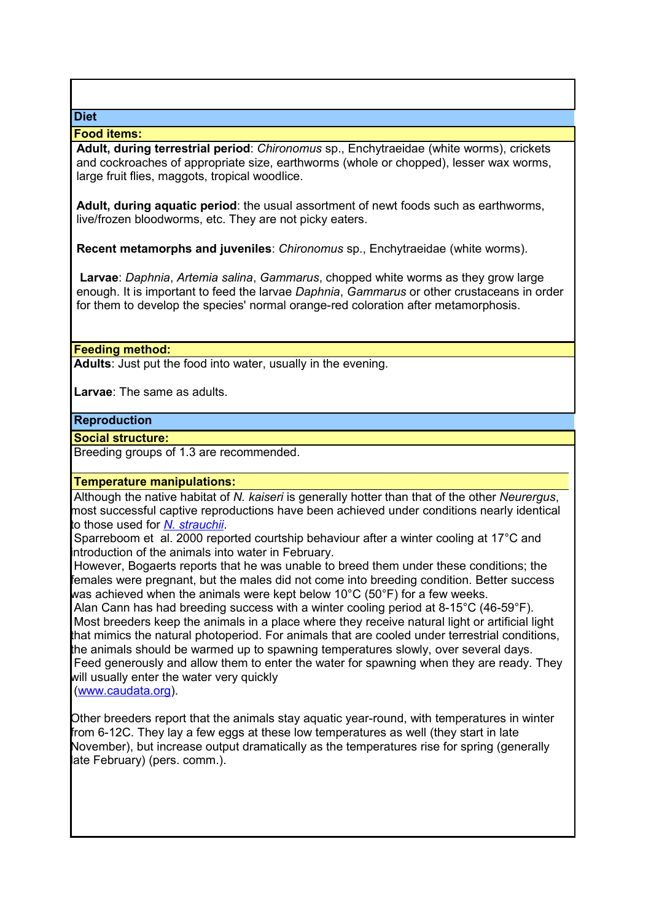## Diet

### Food items:

**Adult, during terrestrial period**: *Chironomus* sp., Enchytraeidae (white worms), crickets and cockroaches of appropriate size, earthworms (whole or chopped), lesser wax worms, large fruit flies, maggots, tropical woodlice.

**Adult, during aquatic period**: the usual assortment of newt foods such as earthworms, live/frozen bloodworms, etc. They are not picky eaters.

**Recent metamorphs and juveniles**: *Chironomus* sp., Enchytraeidae (white worms).

**Larvae**: *Daphnia*, *Artemia salina*, *Gammarus*, chopped white worms as they grow large enough. It is important to feed the larvae *Daphnia*, *Gammarus* or other crustaceans in order for them to develop the species' normal orange-red coloration after metamorphosis.

### Feeding method:

**Adults**: Just put the food into water, usually in the evening.

**Larvae**: The same as adults.

## Reproduction

### Social structure:

Breeding groups of 1.3 are recommended.

### Temperature manipulations:

Although the native habitat of *N. kaiseri* is generally hotter than that of the other *Neurergus*, most successful captive reproductions have been achieved under conditions nearly identical to those used for *N. strauchii*.

Sparreboom et al. 2000 reported courtship behaviour after a winter cooling at 17°C and introduction of the animals into water in February.

However, Bogaerts reports that he was unable to breed them under these conditions; the females were pregnant, but the males did not come into breeding condition. Better success was achieved when the animals were kept below 10°C (50°F) for a few weeks.

Alan Cann has had breeding success with a winter cooling period at 8-15°C (46-59°F).

Most breeders keep the animals in a place where they receive natural light or artificial light that mimics the natural photoperiod. For animals that are cooled under terrestrial conditions, the animals should be warmed up to spawning temperatures slowly, over several days.

Feed generously and allow them to enter the water for spawning when they are ready. They will usually enter the water very quickly
(www.caudata.org).

Other breeders report that the animals stay aquatic year-round, with temperatures in winter from 6-12C. They lay a few eggs at these low temperatures as well (they start in late November), but increase output dramatically as the temperatures rise for spring (generally late February) (pers. comm.).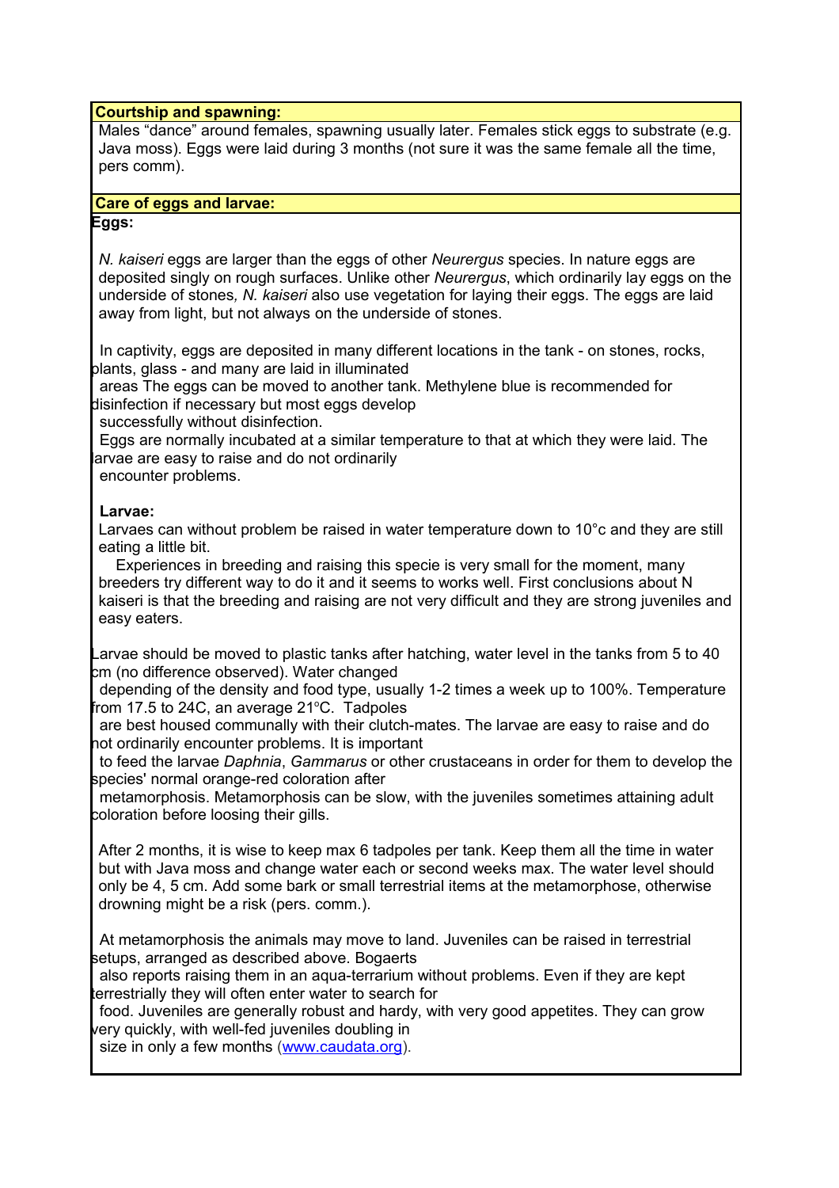**Courtship and spawning:**

Males "dance" around females, spawning usually later. Females stick eggs to substrate (e.g. Java moss). Eggs were laid during 3 months (not sure it was the same female all the time, pers comm).

**Care of eggs and larvae:**

**Eggs:**

*N. kaiseri* eggs are larger than the eggs of other *Neurergus* species. In nature eggs are deposited singly on rough surfaces. Unlike other *Neurergus*, which ordinarily lay eggs on the underside of stones*, N. kaiseri* also use vegetation for laying their eggs. The eggs are laid away from light, but not always on the underside of stones.

In captivity, eggs are deposited in many different locations in the tank - on stones, rocks, plants, glass - and many are laid in illuminated areas The eggs can be moved to another tank. Methylene blue is recommended for disinfection if necessary but most eggs develop successfully without disinfection.
Eggs are normally incubated at a similar temperature to that at which they were laid. The larvae are easy to raise and do not ordinarily encounter problems.

**Larvae:**

Larvaes can without problem be raised in water temperature down to 10°c and they are still eating a little bit.
Experiences in breeding and raising this specie is very small for the moment, many breeders try different way to do it and it seems to works well. First conclusions about N kaiseri is that the breeding and raising are not very difficult and they are strong juveniles and easy eaters.

Larvae should be moved to plastic tanks after hatching, water level in the tanks from 5 to 40 cm (no difference observed). Water changed depending of the density and food type, usually 1-2 times a week up to 100%. Temperature from 17.5 to 24C, an average 21ºC. Tadpoles are best housed communally with their clutch-mates. The larvae are easy to raise and do not ordinarily encounter problems. It is important to feed the larvae *Daphnia*, *Gammarus* or other crustaceans in order for them to develop the species' normal orange-red coloration after metamorphosis. Metamorphosis can be slow, with the juveniles sometimes attaining adult coloration before loosing their gills.

After 2 months, it is wise to keep max 6 tadpoles per tank. Keep them all the time in water but with Java moss and change water each or second weeks max. The water level should only be 4, 5 cm. Add some bark or small terrestrial items at the metamorphose, otherwise drowning might be a risk (pers. comm.).

At metamorphosis the animals may move to land. Juveniles can be raised in terrestrial setups, arranged as described above. Bogaerts also reports raising them in an aqua-terrarium without problems. Even if they are kept terrestrially they will often enter water to search for food. Juveniles are generally robust and hardy, with very good appetites. They can grow very quickly, with well-fed juveniles doubling in size in only a few months (www.caudata.org).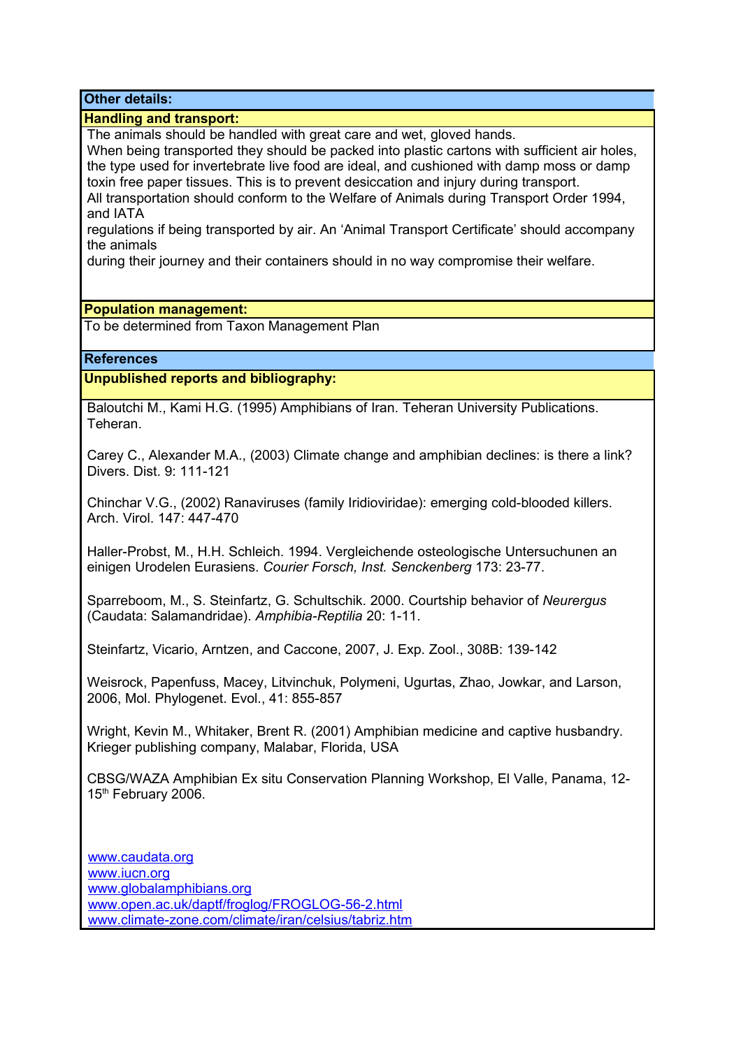## Other details:

### Handling and transport:

The animals should be handled with great care and wet, gloved hands.
When being transported they should be packed into plastic cartons with sufficient air holes, the type used for invertebrate live food are ideal, and cushioned with damp moss or damp toxin free paper tissues. This is to prevent desiccation and injury during transport.
All transportation should conform to the Welfare of Animals during Transport Order 1994, and IATA
regulations if being transported by air. An 'Animal Transport Certificate' should accompany the animals
during their journey and their containers should in no way compromise their welfare.

### Population management:

To be determined from Taxon Management Plan

## References

### Unpublished reports and bibliography:

Baloutchi M., Kami H.G. (1995) Amphibians of Iran. Teheran University Publications. Teheran.

Carey C., Alexander M.A., (2003) Climate change and amphibian declines: is there a link? Divers. Dist. 9: 111-121

Chinchar V.G., (2002) Ranaviruses (family Iridioviridae): emerging cold-blooded killers. Arch. Virol. 147: 447-470

Haller-Probst, M., H.H. Schleich. 1994. Vergleichende osteologische Untersuchunen an einigen Urodelen Eurasiens. *Courier Forsch, Inst. Senckenberg* 173: 23-77.

Sparreboom, M., S. Steinfartz, G. Schultschik. 2000. Courtship behavior of *Neurergus* (Caudata: Salamandridae). *Amphibia-Reptilia* 20: 1-11.

Steinfartz, Vicario, Arntzen, and Caccone, 2007, J. Exp. Zool., 308B: 139-142

Weisrock, Papenfuss, Macey, Litvinchuk, Polymeni, Ugurtas, Zhao, Jowkar, and Larson, 2006, Mol. Phylogenet. Evol., 41: 855-857

Wright, Kevin M., Whitaker, Brent R. (2001) Amphibian medicine and captive husbandry. Krieger publishing company, Malabar, Florida, USA

CBSG/WAZA Amphibian Ex situ Conservation Planning Workshop, El Valle, Panama, 12-15th February 2006.

www.caudata.org
www.iucn.org
www.globalamphibians.org
www.open.ac.uk/daptf/froglog/FROGLOG-56-2.html
www.climate-zone.com/climate/iran/celsius/tabriz.htm